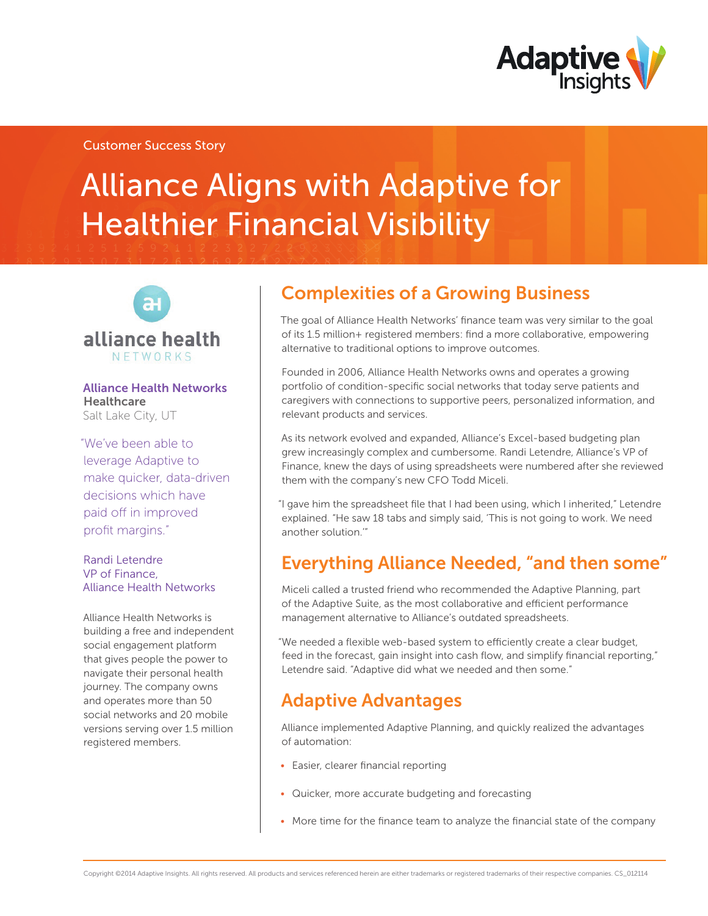Customer Success Story

# Alliance Aligns with Adaptive for Healthier Financial Visibility

alliance health NETWORKS

**Alliance Health Networks**
**Healthcare**
Salt Lake City, UT

"We've been able to leverage Adaptive to make quicker, data-driven decisions which have paid off in improved profit margins."

Randi Letendre
VP of Finance,
Alliance Health Networks

Alliance Health Networks is building a free and independent social engagement platform that gives people the power to navigate their personal health journey. The company owns and operates more than 50 social networks and 20 mobile versions serving over 1.5 million registered members.

## Complexities of a Growing Business

The goal of Alliance Health Networks' finance team was very similar to the goal of its 1.5 million+ registered members: find a more collaborative, empowering alternative to traditional options to improve outcomes.

Founded in 2006, Alliance Health Networks owns and operates a growing portfolio of condition-specific social networks that today serve patients and caregivers with connections to supportive peers, personalized information, and relevant products and services.

As its network evolved and expanded, Alliance's Excel-based budgeting plan grew increasingly complex and cumbersome. Randi Letendre, Alliance's VP of Finance, knew the days of using spreadsheets were numbered after she reviewed them with the company's new CFO Todd Miceli.

"I gave him the spreadsheet file that I had been using, which I inherited," Letendre explained. "He saw 18 tabs and simply said, 'This is not going to work. We need another solution.'"

## Everything Alliance Needed, "and then some"

Miceli called a trusted friend who recommended the Adaptive Planning, part of the Adaptive Suite, as the most collaborative and efficient performance management alternative to Alliance's outdated spreadsheets.

"We needed a flexible web-based system to efficiently create a clear budget, feed in the forecast, gain insight into cash flow, and simplify financial reporting," Letendre said. "Adaptive did what we needed and then some."

## Adaptive Advantages

Alliance implemented Adaptive Planning, and quickly realized the advantages of automation:

- Easier, clearer financial reporting
- Quicker, more accurate budgeting and forecasting
- More time for the finance team to analyze the financial state of the company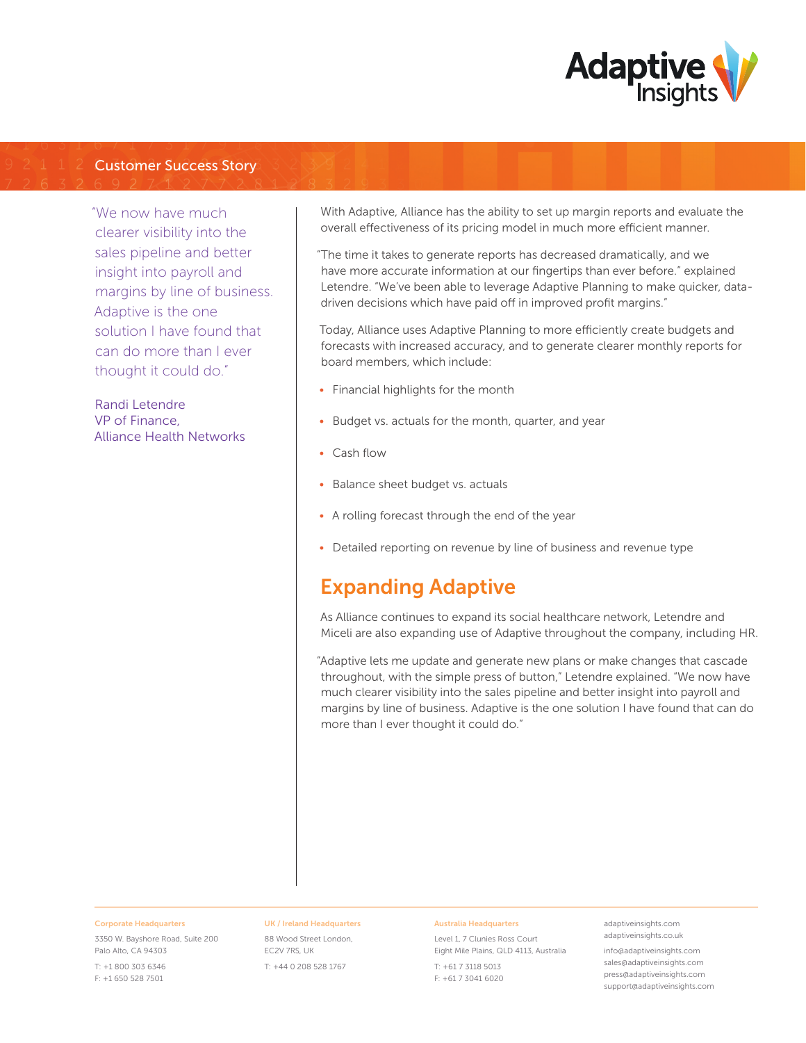Customer Success Story

"We now have much clearer visibility into the sales pipeline and better insight into payroll and margins by line of business. Adaptive is the one solution I have found that can do more than I ever thought it could do."

Randi Letendre
VP of Finance,
Alliance Health Networks

With Adaptive, Alliance has the ability to set up margin reports and evaluate the overall effectiveness of its pricing model in much more efficient manner.

"The time it takes to generate reports has decreased dramatically, and we have more accurate information at our fingertips than ever before." explained Letendre. "We've been able to leverage Adaptive Planning to make quicker, data-driven decisions which have paid off in improved profit margins."

Today, Alliance uses Adaptive Planning to more efficiently create budgets and forecasts with increased accuracy, and to generate clearer monthly reports for board members, which include:

- Financial highlights for the month
- Budget vs. actuals for the month, quarter, and year
- Cash flow
- Balance sheet budget vs. actuals
- A rolling forecast through the end of the year
- Detailed reporting on revenue by line of business and revenue type

## Expanding Adaptive

As Alliance continues to expand its social healthcare network, Letendre and Miceli are also expanding use of Adaptive throughout the company, including HR.

"Adaptive lets me update and generate new plans or make changes that cascade throughout, with the simple press of button," Letendre explained. "We now have much clearer visibility into the sales pipeline and better insight into payroll and margins by line of business. Adaptive is the one solution I have found that can do more than I ever thought it could do."

**Corporate Headquarters**
3350 W. Bayshore Road, Suite 200
Palo Alto, CA 94303
T: +1 800 303 6346
F: +1 650 528 7501

**UK / Ireland Headquarters**
88 Wood Street London,
EC2V 7RS, UK
T: +44 0 208 528 1767

**Australia Headquarters**
Level 1, 7 Clunies Ross Court
Eight Mile Plains, QLD 4113, Australia
T: +61 7 3118 5013
F: +61 7 3041 6020

adaptiveinsights.com
adaptiveinsights.co.uk
info@adaptiveinsights.com
sales@adaptiveinsights.com
press@adaptiveinsights.com
support@adaptiveinsights.com